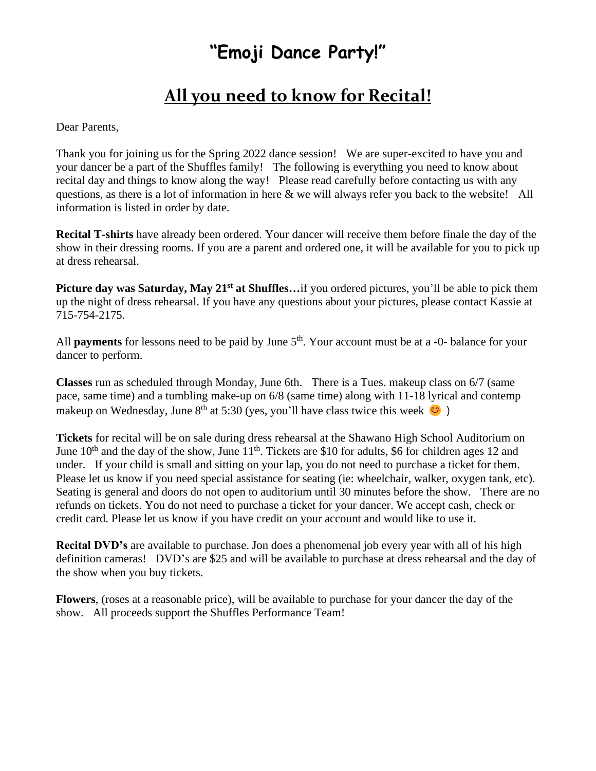# "Emoji Dance Party!"

## All you need to know for Recital!

Dear Parents,

Thank you for joining us for the Spring 2022 dance session! We are super-excited to have you and your dancer be a part of the Shuffles family! The following is everything you need to know about recital day and things to know along the way! Please read carefully before contacting us with any questions, as there is a lot of information in here & we will always refer you back to the website! All information is listed in order by date.

**Recital T-shirts** have already been ordered. Your dancer will receive them before finale the day of the show in their dressing rooms. If you are a parent and ordered one, it will be available for you to pick up at dress rehearsal.

**Picture day was Saturday, May 21st at Shuffles…**if you ordered pictures, you'll be able to pick them up the night of dress rehearsal. If you have any questions about your pictures, please contact Kassie at 715-754-2175.

All **payments** for lessons need to be paid by June 5th. Your account must be at a -0- balance for your dancer to perform.

**Classes** run as scheduled through Monday, June 6th. There is a Tues. makeup class on 6/7 (same pace, same time) and a tumbling make-up on 6/8 (same time) along with 11-18 lyrical and contemp makeup on Wednesday, June 8th at 5:30 (yes, you'll have class twice this week 😊 )

**Tickets** for recital will be on sale during dress rehearsal at the Shawano High School Auditorium on June 10th and the day of the show, June 11th. Tickets are $10 for adults, $6 for children ages 12 and under. If your child is small and sitting on your lap, you do not need to purchase a ticket for them. Please let us know if you need special assistance for seating (ie: wheelchair, walker, oxygen tank, etc). Seating is general and doors do not open to auditorium until 30 minutes before the show. There are no refunds on tickets. You do not need to purchase a ticket for your dancer. We accept cash, check or credit card. Please let us know if you have credit on your account and would like to use it.

**Recital DVD's** are available to purchase. Jon does a phenomenal job every year with all of his high definition cameras! DVD's are $25 and will be available to purchase at dress rehearsal and the day of the show when you buy tickets.

**Flowers**, (roses at a reasonable price), will be available to purchase for your dancer the day of the show. All proceeds support the Shuffles Performance Team!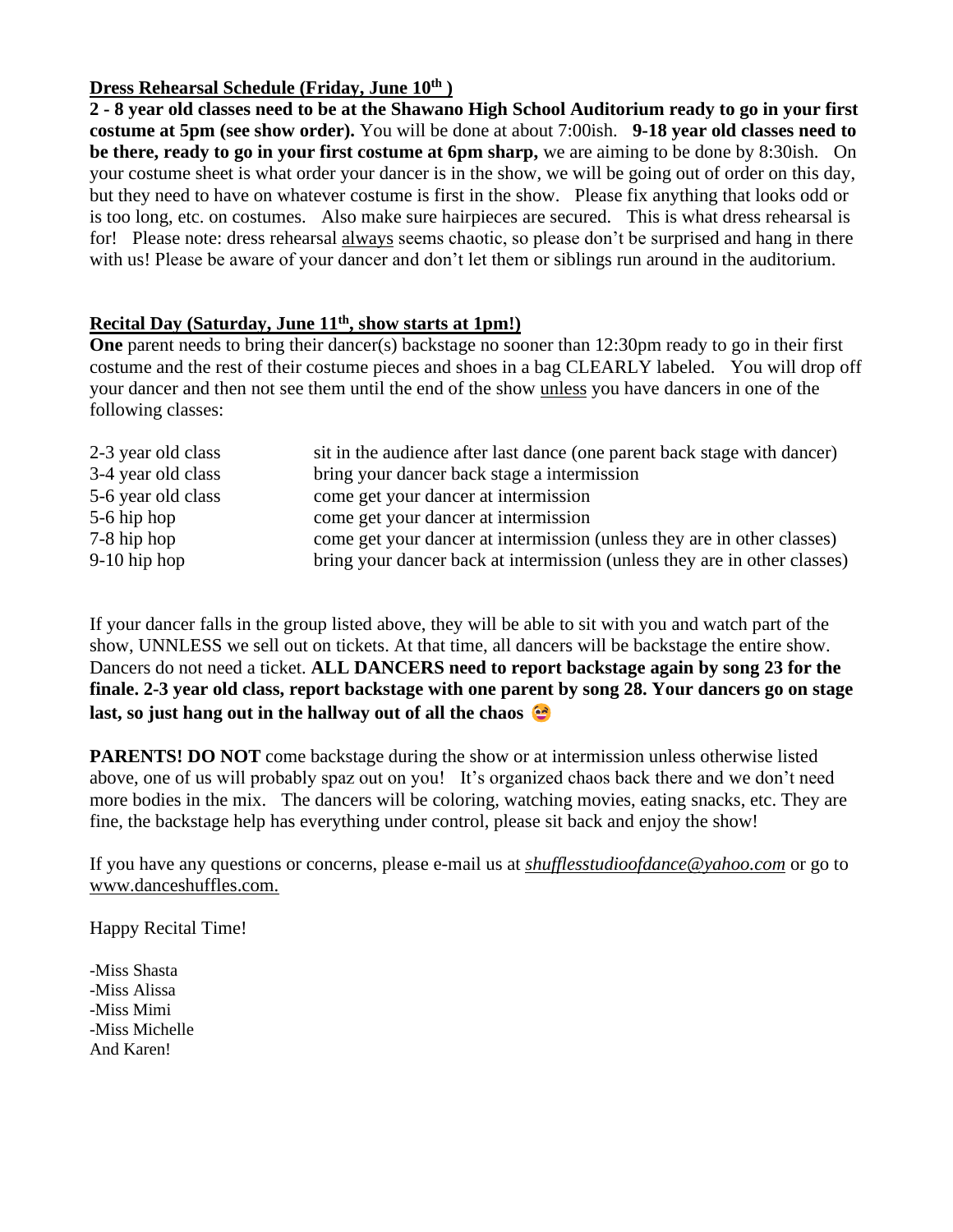**<u>Dress Rehearsal Schedule (Friday, June 10th )</u>**

**2 - 8 year old classes need to be at the Shawano High School Auditorium ready to go in your first costume at 5pm (see show order).** You will be done at about 7:00ish. **9-18 year old classes need to be there, ready to go in your first costume at 6pm sharp,** we are aiming to be done by 8:30ish. On your costume sheet is what order your dancer is in the show, we will be going out of order on this day, but they need to have on whatever costume is first in the show. Please fix anything that looks odd or is too long, etc. on costumes. Also make sure hairpieces are secured. This is what dress rehearsal is for! Please note: dress rehearsal <u>always</u> seems chaotic, so please don't be surprised and hang in there with us! Please be aware of your dancer and don't let them or siblings run around in the auditorium.

**<u>Recital Day (Saturday, June 11th, show starts at 1pm!)</u>**

**One** parent needs to bring their dancer(s) backstage no sooner than 12:30pm ready to go in their first costume and the rest of their costume pieces and shoes in a bag CLEARLY labeled. You will drop off your dancer and then not see them until the end of the show <u>unless</u> you have dancers in one of the following classes:

| | |
|---|---|
| 2-3 year old class | sit in the audience after last dance (one parent back stage with dancer) |
| 3-4 year old class | bring your dancer back stage a intermission |
| 5-6 year old class | come get your dancer at intermission |
| 5-6 hip hop | come get your dancer at intermission |
| 7-8 hip hop | come get your dancer at intermission (unless they are in other classes) |
| 9-10 hip hop | bring your dancer back at intermission (unless they are in other classes) |

If your dancer falls in the group listed above, they will be able to sit with you and watch part of the show, UNNLESS we sell out on tickets. At that time, all dancers will be backstage the entire show. Dancers do not need a ticket. **ALL DANCERS need to report backstage again by song 23 for the finale. 2-3 year old class, report backstage with one parent by song 28. Your dancers go on stage last, so just hang out in the hallway out of all the chaos** 😅

**PARENTS! DO NOT** come backstage during the show or at intermission unless otherwise listed above, one of us will probably spaz out on you! It's organized chaos back there and we don't need more bodies in the mix. The dancers will be coloring, watching movies, eating snacks, etc. They are fine, the backstage help has everything under control, please sit back and enjoy the show!

If you have any questions or concerns, please e-mail us at *<u>shufflesstudioofdance@yahoo.com</u>* or go to <u>www.danceshuffles.com.</u>

Happy Recital Time!

-Miss Shasta
-Miss Alissa
-Miss Mimi
-Miss Michelle
And Karen!